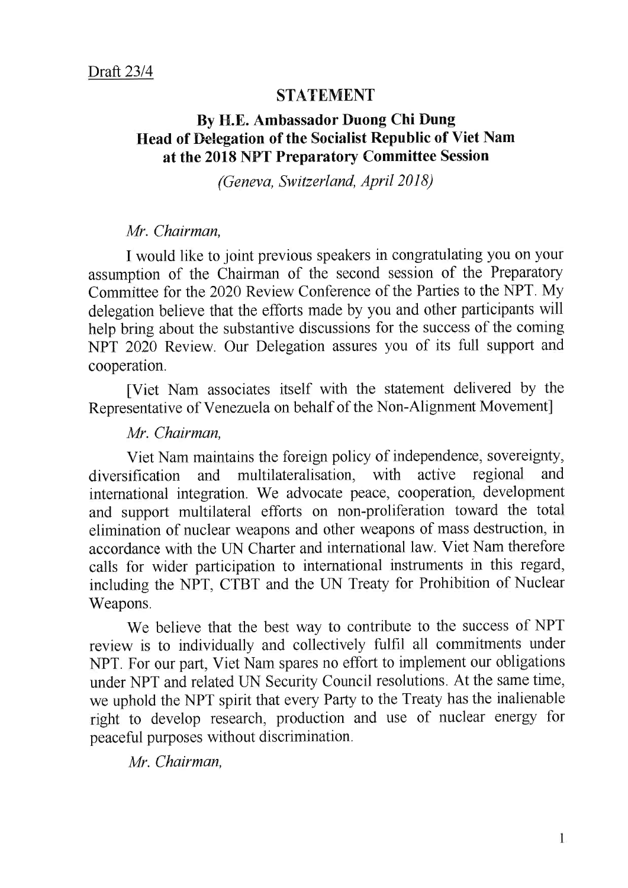Draft 23/4

# STATEMENT

## By H.E. Ambassador Duong Chi Dung
## Head of Delegation of the Socialist Republic of Viet Nam at the 2018 NPT Preparatory Committee Session

*(Geneva, Switzerland, April 2018)*

*Mr. Chairman,*

I would like to joint previous speakers in congratulating you on your assumption of the Chairman of the second session of the Preparatory Committee for the 2020 Review Conference of the Parties to the NPT. My delegation believe that the efforts made by you and other participants will help bring about the substantive discussions for the success of the coming NPT 2020 Review. Our Delegation assures you of its full support and cooperation.

[Viet Nam associates itself with the statement delivered by the Representative of Venezuela on behalf of the Non-Alignment Movement]

*Mr. Chairman,*

Viet Nam maintains the foreign policy of independence, sovereignty, diversification and multilateralisation, with active regional and international integration. We advocate peace, cooperation, development and support multilateral efforts on non-proliferation toward the total elimination of nuclear weapons and other weapons of mass destruction, in accordance with the UN Charter and international law. Viet Nam therefore calls for wider participation to international instruments in this regard, including the NPT, CTBT and the UN Treaty for Prohibition of Nuclear Weapons.

We believe that the best way to contribute to the success of NPT review is to individually and collectively fulfil all commitments under NPT. For our part, Viet Nam spares no effort to implement our obligations under NPT and related UN Security Council resolutions. At the same time, we uphold the NPT spirit that every Party to the Treaty has the inalienable right to develop research, production and use of nuclear energy for peaceful purposes without discrimination.

*Mr. Chairman,*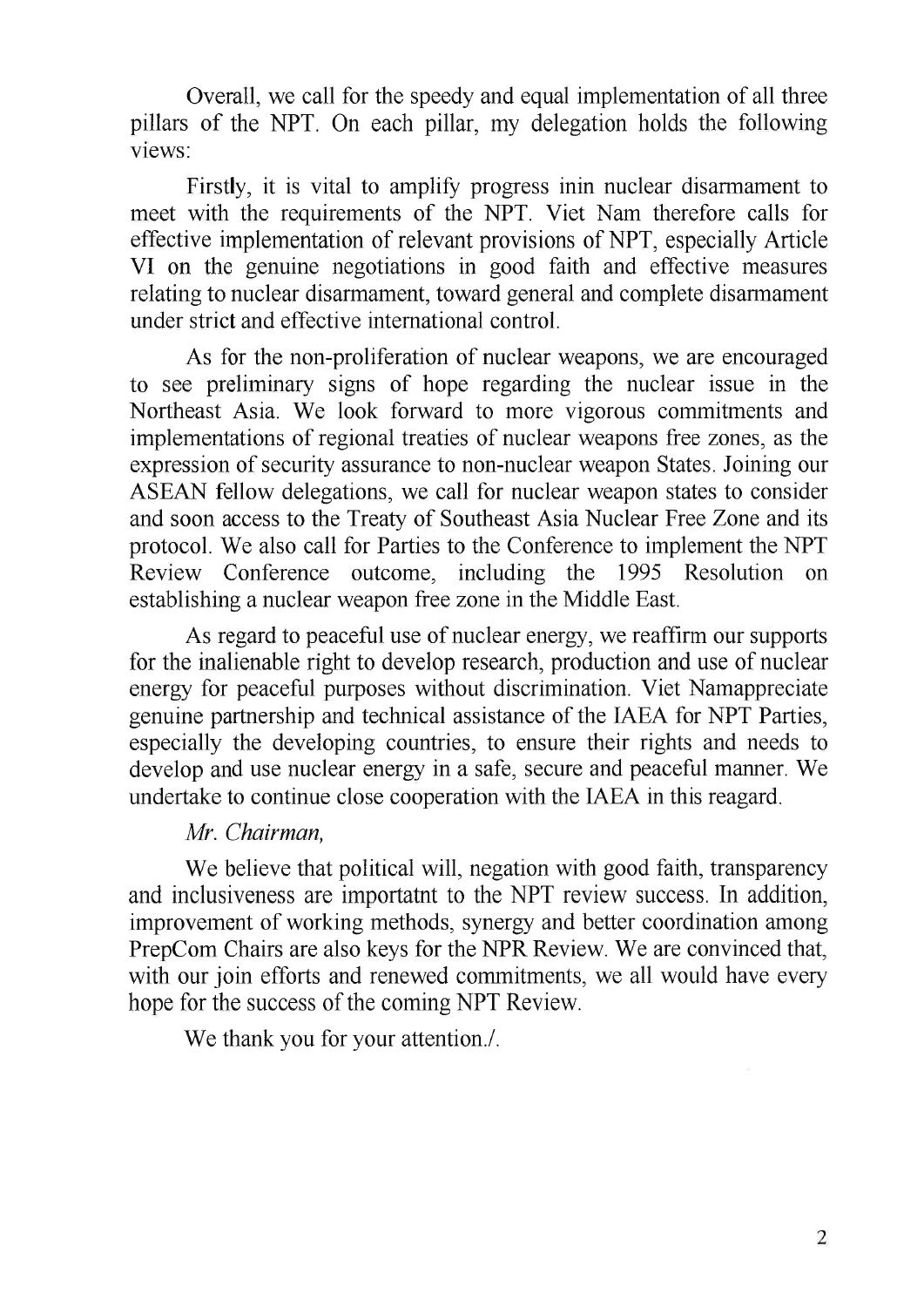Overall, we call for the speedy and equal implementation of all three pillars of the NPT. On each pillar, my delegation holds the following views:

Firstly, it is vital to amplify progress inin nuclear disarmament to meet with the requirements of the NPT. Viet Nam therefore calls for effective implementation of relevant provisions of NPT, especially Article VI on the genuine negotiations in good faith and effective measures relating to nuclear disarmament, toward general and complete disarmament under strict and effective international control.

As for the non-proliferation of nuclear weapons, we are encouraged to see preliminary signs of hope regarding the nuclear issue in the Northeast Asia. We look forward to more vigorous commitments and implementations of regional treaties of nuclear weapons free zones, as the expression of security assurance to non-nuclear weapon States. Joining our ASEAN fellow delegations, we call for nuclear weapon states to consider and soon access to the Treaty of Southeast Asia Nuclear Free Zone and its protocol. We also call for Parties to the Conference to implement the NPT Review Conference outcome, including the 1995 Resolution on establishing a nuclear weapon free zone in the Middle East.

As regard to peaceful use of nuclear energy, we reaffirm our supports for the inalienable right to develop research, production and use of nuclear energy for peaceful purposes without discrimination. Viet Namappreciate genuine partnership and technical assistance of the IAEA for NPT Parties, especially the developing countries, to ensure their rights and needs to develop and use nuclear energy in a safe, secure and peaceful manner. We undertake to continue close cooperation with the IAEA in this reagard.

*Mr. Chairman,*

We believe that political will, negation with good faith, transparency and inclusiveness are importatnt to the NPT review success. In addition, improvement of working methods, synergy and better coordination among PrepCom Chairs are also keys for the NPR Review. We are convinced that, with our join efforts and renewed commitments, we all would have every hope for the success of the coming NPT Review.

We thank you for your attention./.